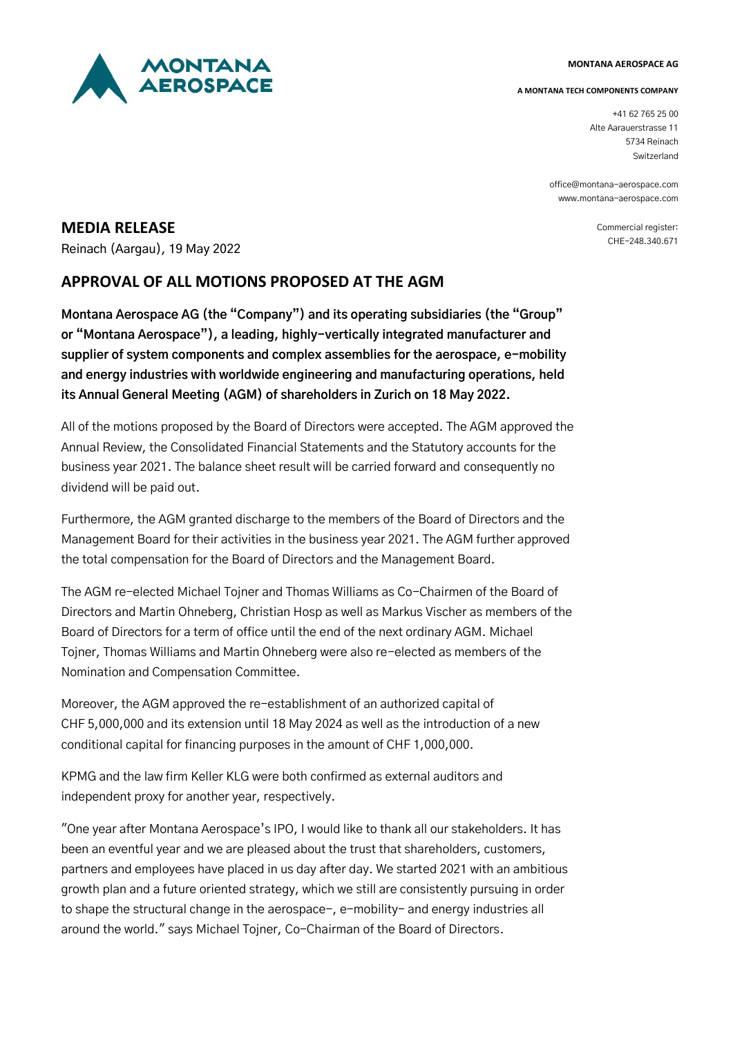MONTANA AEROSPACE AG

A MONTANA TECH COMPONENTS COMPANY

+41 62 765 25 00
Alte Aarauerstrasse 11
5734 Reinach
Switzerland

office@montana-aerospace.com
www.montana-aerospace.com

Commercial register:
CHE-248.340.671

## MEDIA RELEASE

Reinach (Aargau), 19 May 2022

# APPROVAL OF ALL MOTIONS PROPOSED AT THE AGM

**Montana Aerospace AG (the "Company") and its operating subsidiaries (the "Group" or "Montana Aerospace"), a leading, highly-vertically integrated manufacturer and supplier of system components and complex assemblies for the aerospace, e-mobility and energy industries with worldwide engineering and manufacturing operations, held its Annual General Meeting (AGM) of shareholders in Zurich on 18 May 2022.**

All of the motions proposed by the Board of Directors were accepted. The AGM approved the Annual Review, the Consolidated Financial Statements and the Statutory accounts for the business year 2021. The balance sheet result will be carried forward and consequently no dividend will be paid out.

Furthermore, the AGM granted discharge to the members of the Board of Directors and the Management Board for their activities in the business year 2021. The AGM further approved the total compensation for the Board of Directors and the Management Board.

The AGM re-elected Michael Tojner and Thomas Williams as Co-Chairmen of the Board of Directors and Martin Ohneberg, Christian Hosp as well as Markus Vischer as members of the Board of Directors for a term of office until the end of the next ordinary AGM. Michael Tojner, Thomas Williams and Martin Ohneberg were also re-elected as members of the Nomination and Compensation Committee.

Moreover, the AGM approved the re-establishment of an authorized capital of CHF 5,000,000 and its extension until 18 May 2024 as well as the introduction of a new conditional capital for financing purposes in the amount of CHF 1,000,000.

KPMG and the law firm Keller KLG were both confirmed as external auditors and independent proxy for another year, respectively.

"One year after Montana Aerospace's IPO, I would like to thank all our stakeholders. It has been an eventful year and we are pleased about the trust that shareholders, customers, partners and employees have placed in us day after day. We started 2021 with an ambitious growth plan and a future oriented strategy, which we still are consistently pursuing in order to shape the structural change in the aerospace-, e-mobility- and energy industries all around the world." says Michael Tojner, Co-Chairman of the Board of Directors.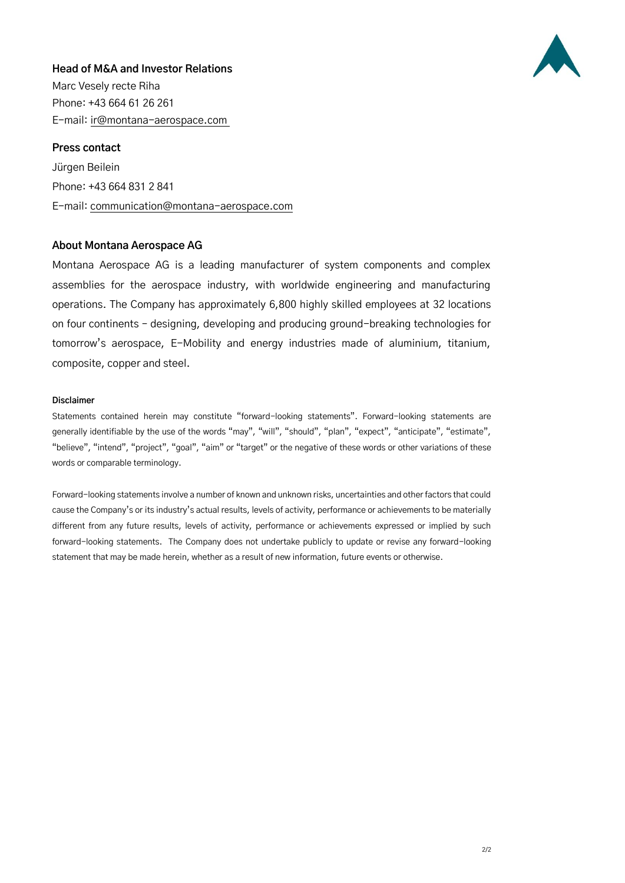**Head of M&A and Investor Relations**
Marc Vesely recte Riha
Phone: +43 664 61 26 261
E-mail: ir@montana-aerospace.com

**Press contact**
Jürgen Beilein
Phone: +43 664 831 2 841
E-mail: communication@montana-aerospace.com

### About Montana Aerospace AG

Montana Aerospace AG is a leading manufacturer of system components and complex assemblies for the aerospace industry, with worldwide engineering and manufacturing operations. The Company has approximately 6,800 highly skilled employees at 32 locations on four continents – designing, developing and producing ground-breaking technologies for tomorrow's aerospace, E-Mobility and energy industries made of aluminium, titanium, composite, copper and steel.

**Disclaimer**

Statements contained herein may constitute "forward-looking statements". Forward-looking statements are generally identifiable by the use of the words "may", "will", "should", "plan", "expect", "anticipate", "estimate", "believe", "intend", "project", "goal", "aim" or "target" or the negative of these words or other variations of these words or comparable terminology.

Forward-looking statements involve a number of known and unknown risks, uncertainties and other factors that could cause the Company's or its industry's actual results, levels of activity, performance or achievements to be materially different from any future results, levels of activity, performance or achievements expressed or implied by such forward-looking statements. The Company does not undertake publicly to update or revise any forward-looking statement that may be made herein, whether as a result of new information, future events or otherwise.